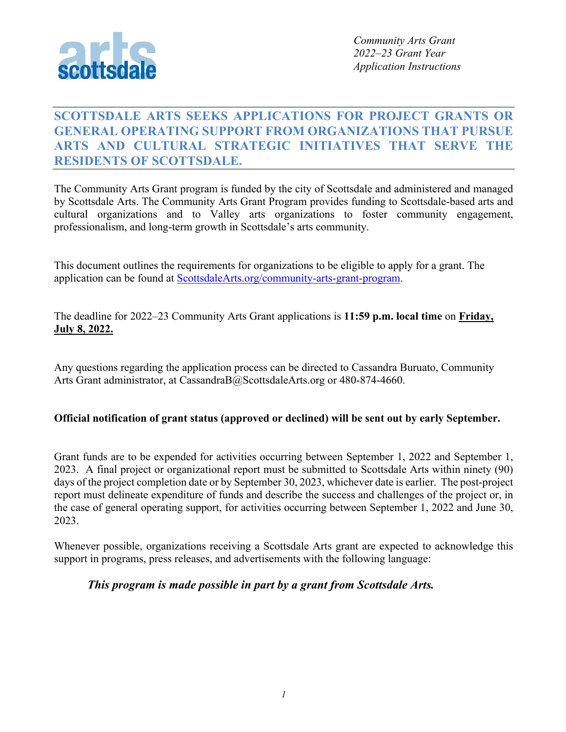*Community Arts Grant*
*2022–23 Grant Year*
*Application Instructions*

## SCOTTSDALE ARTS SEEKS APPLICATIONS FOR PROJECT GRANTS OR GENERAL OPERATING SUPPORT FROM ORGANIZATIONS THAT PURSUE ARTS AND CULTURAL STRATEGIC INITIATIVES THAT SERVE THE RESIDENTS OF SCOTTSDALE.

The Community Arts Grant program is funded by the city of Scottsdale and administered and managed by Scottsdale Arts. The Community Arts Grant Program provides funding to Scottsdale-based arts and cultural organizations and to Valley arts organizations to foster community engagement, professionalism, and long-term growth in Scottsdale's arts community.

This document outlines the requirements for organizations to be eligible to apply for a grant. The application can be found at [ScottsdaleArts.org/community-arts-grant-program](ScottsdaleArts.org/community-arts-grant-program).

The deadline for 2022–23 Community Arts Grant applications is **11:59 p.m. local time** on **Friday, July 8, 2022.**

Any questions regarding the application process can be directed to Cassandra Buruato, Community Arts Grant administrator, at CassandraB@ScottsdaleArts.org or 480-874-4660.

**Official notification of grant status (approved or declined) will be sent out by early September.**

Grant funds are to be expended for activities occurring between September 1, 2022 and September 1, 2023. A final project or organizational report must be submitted to Scottsdale Arts within ninety (90) days of the project completion date or by September 30, 2023, whichever date is earlier. The post-project report must delineate expenditure of funds and describe the success and challenges of the project or, in the case of general operating support, for activities occurring between September 1, 2022 and June 30, 2023.

Whenever possible, organizations receiving a Scottsdale Arts grant are expected to acknowledge this support in programs, press releases, and advertisements with the following language:

***This program is made possible in part by a grant from Scottsdale Arts.***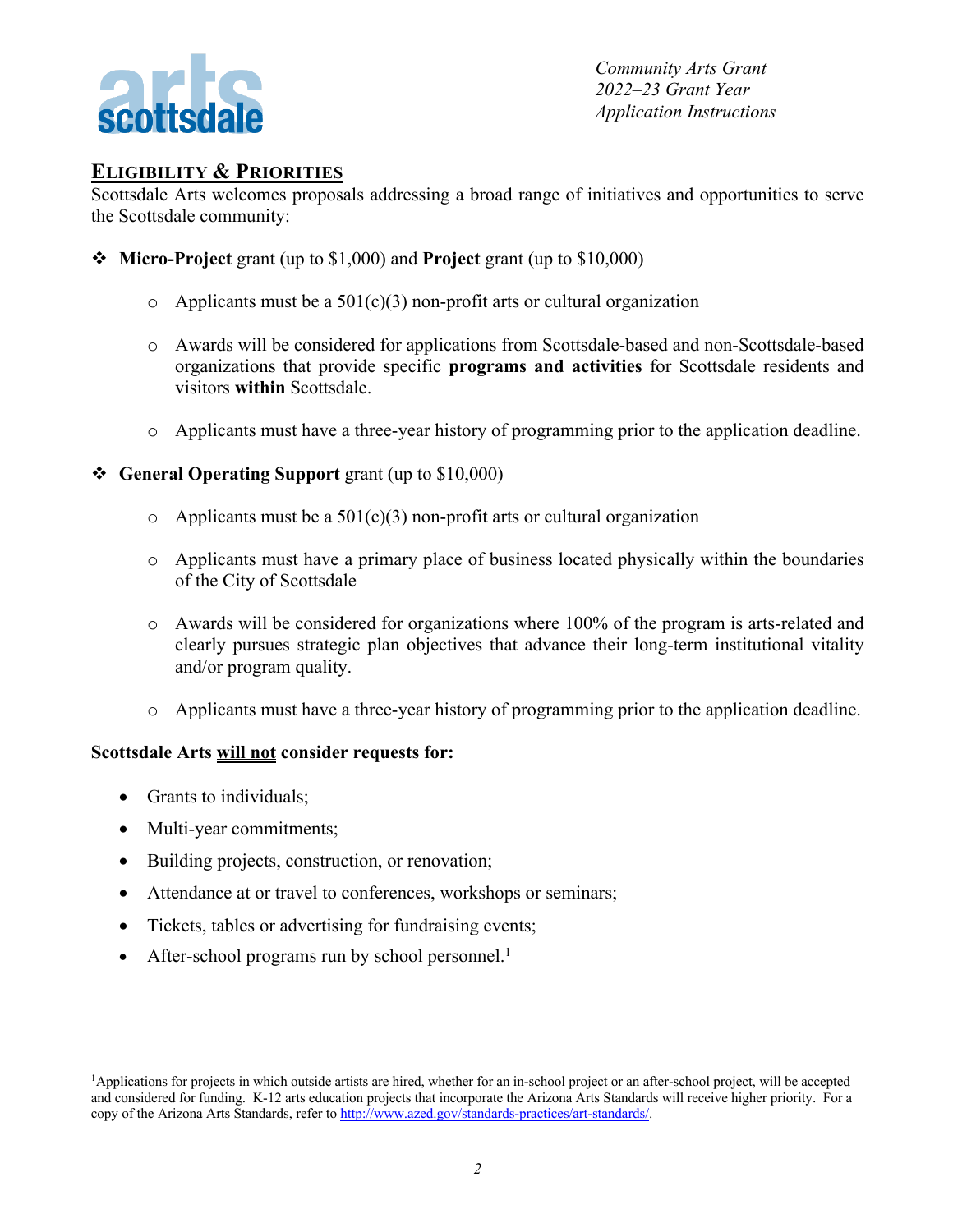## Eligibility & Priorities

Scottsdale Arts welcomes proposals addressing a broad range of initiatives and opportunities to serve the Scottsdale community:

- **Micro-Project** grant (up to $1,000) and **Project** grant (up to $10,000)
  - Applicants must be a 501(c)(3) non-profit arts or cultural organization
  - Awards will be considered for applications from Scottsdale-based and non-Scottsdale-based organizations that provide specific **programs and activities** for Scottsdale residents and visitors **within** Scottsdale.
  - Applicants must have a three-year history of programming prior to the application deadline.

- **General Operating Support** grant (up to $10,000)
  - Applicants must be a 501(c)(3) non-profit arts or cultural organization
  - Applicants must have a primary place of business located physically within the boundaries of the City of Scottsdale
  - Awards will be considered for organizations where 100% of the program is arts-related and clearly pursues strategic plan objectives that advance their long-term institutional vitality and/or program quality.
  - Applicants must have a three-year history of programming prior to the application deadline.

**Scottsdale Arts <u>will not</u> consider requests for:**

- Grants to individuals;
- Multi-year commitments;
- Building projects, construction, or renovation;
- Attendance at or travel to conferences, workshops or seminars;
- Tickets, tables or advertising for fundraising events;
- After-school programs run by school personnel.[1]

---

[1] Applications for projects in which outside artists are hired, whether for an in-school project or an after-school project, will be accepted and considered for funding. K-12 arts education projects that incorporate the Arizona Arts Standards will receive higher priority. For a copy of the Arizona Arts Standards, refer to http://www.azed.gov/standards-practices/art-standards/.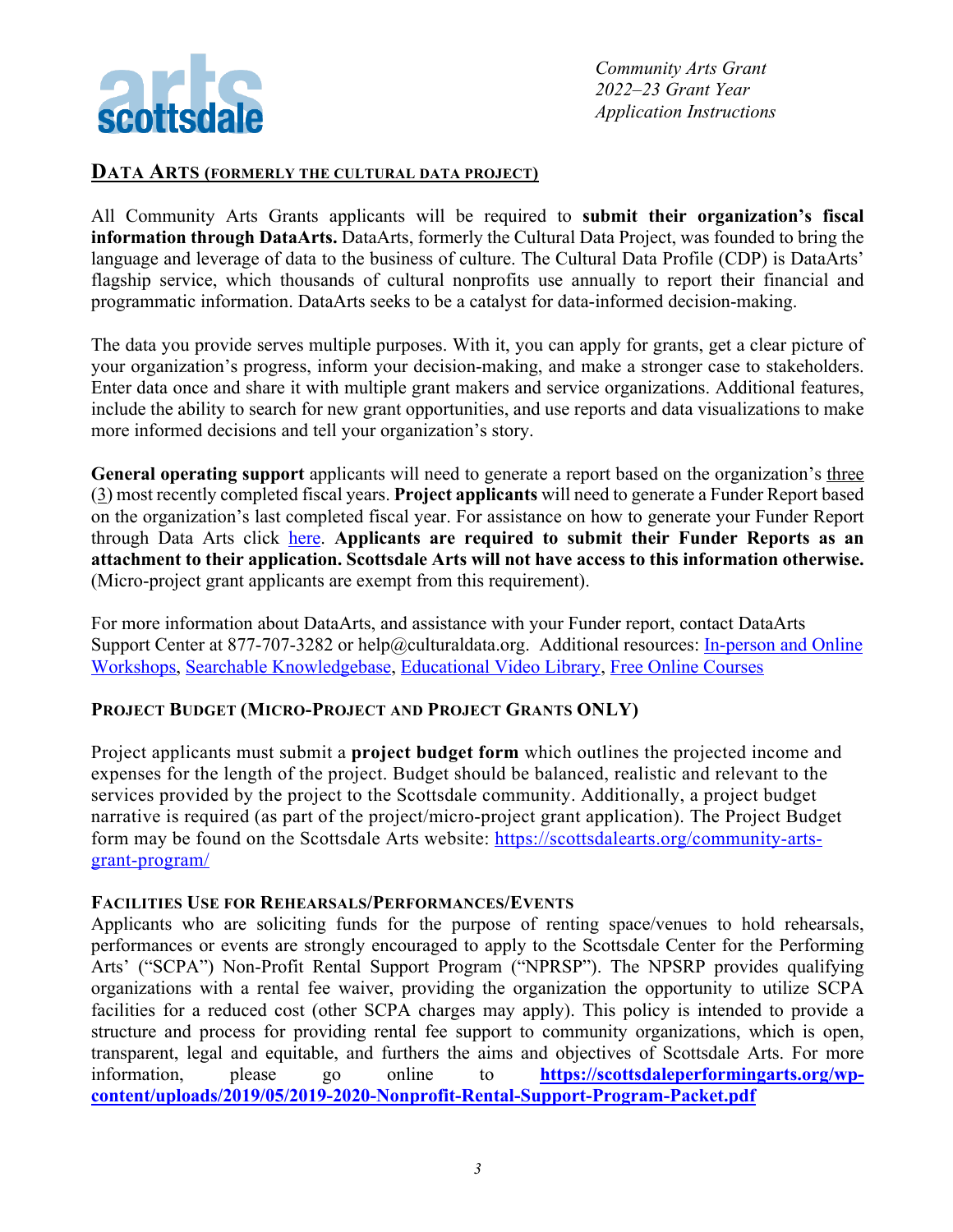## DATA ARTS (FORMERLY THE CULTURAL DATA PROJECT)

All Community Arts Grants applicants will be required to **submit their organization's fiscal information through DataArts.** DataArts, formerly the Cultural Data Project, was founded to bring the language and leverage of data to the business of culture. The Cultural Data Profile (CDP) is DataArts' flagship service, which thousands of cultural nonprofits use annually to report their financial and programmatic information. DataArts seeks to be a catalyst for data-informed decision-making.

The data you provide serves multiple purposes. With it, you can apply for grants, get a clear picture of your organization's progress, inform your decision-making, and make a stronger case to stakeholders. Enter data once and share it with multiple grant makers and service organizations. Additional features, include the ability to search for new grant opportunities, and use reports and data visualizations to make more informed decisions and tell your organization's story.

**General operating support** applicants will need to generate a report based on the organization's three (3) most recently completed fiscal years. **Project applicants** will need to generate a Funder Report based on the organization's last completed fiscal year. For assistance on how to generate your Funder Report through Data Arts click here. **Applicants are required to submit their Funder Reports as an attachment to their application. Scottsdale Arts will not have access to this information otherwise.** (Micro-project grant applicants are exempt from this requirement).

For more information about DataArts, and assistance with your Funder report, contact DataArts Support Center at 877-707-3282 or help@culturaldata.org. Additional resources: In-person and Online Workshops, Searchable Knowledgebase, Educational Video Library, Free Online Courses

### PROJECT BUDGET (MICRO-PROJECT AND PROJECT GRANTS ONLY)

Project applicants must submit a **project budget form** which outlines the projected income and expenses for the length of the project. Budget should be balanced, realistic and relevant to the services provided by the project to the Scottsdale community. Additionally, a project budget narrative is required (as part of the project/micro-project grant application). The Project Budget form may be found on the Scottsdale Arts website: https://scottsdalearts.org/community-arts-grant-program/

### FACILITIES USE FOR REHEARSALS/PERFORMANCES/EVENTS

Applicants who are soliciting funds for the purpose of renting space/venues to hold rehearsals, performances or events are strongly encouraged to apply to the Scottsdale Center for the Performing Arts' ("SCPA") Non-Profit Rental Support Program ("NPRSP"). The NPSRP provides qualifying organizations with a rental fee waiver, providing the organization the opportunity to utilize SCPA facilities for a reduced cost (other SCPA charges may apply). This policy is intended to provide a structure and process for providing rental fee support to community organizations, which is open, transparent, legal and equitable, and furthers the aims and objectives of Scottsdale Arts. For more information, please go online to **https://scottsdaleperformingarts.org/wp-content/uploads/2019/05/2019-2020-Nonprofit-Rental-Support-Program-Packet.pdf**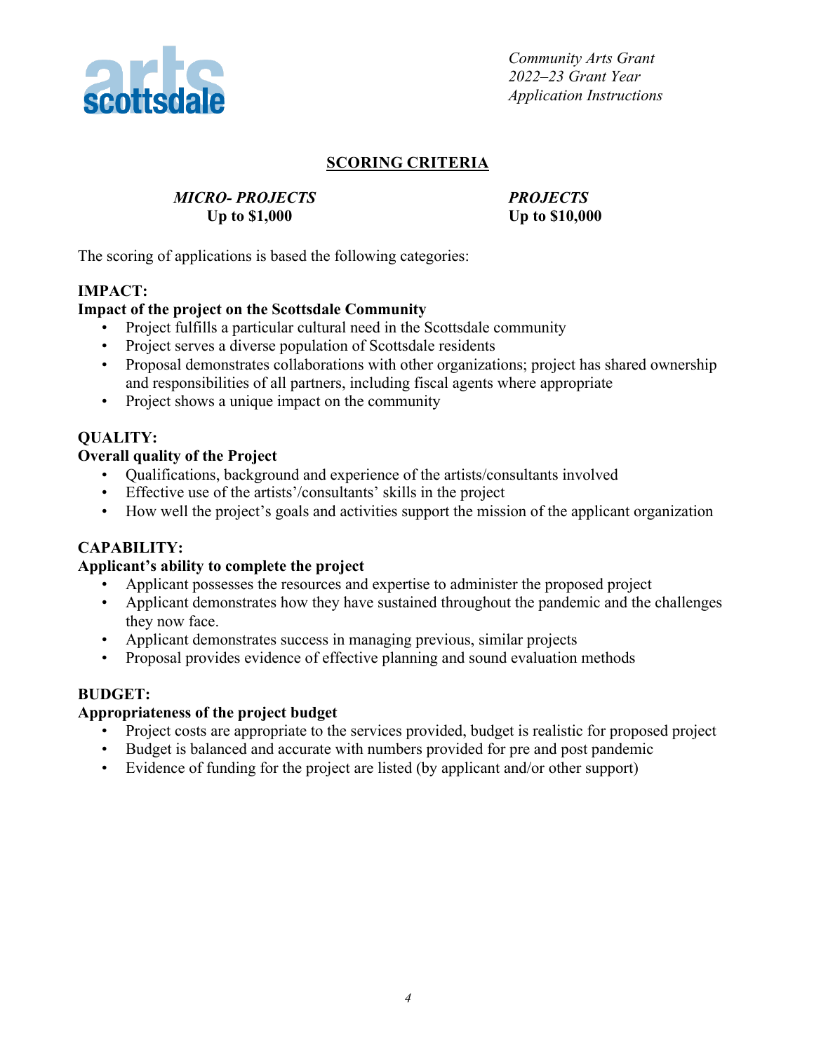## SCORING CRITERIA

| *MICRO- PROJECTS* | *PROJECTS* |
|---|---|
| **Up to $1,000** | **Up to $10,000** |

The scoring of applications is based the following categories:

**IMPACT:**
**Impact of the project on the Scottsdale Community**

- Project fulfills a particular cultural need in the Scottsdale community
- Project serves a diverse population of Scottsdale residents
- Proposal demonstrates collaborations with other organizations; project has shared ownership and responsibilities of all partners, including fiscal agents where appropriate
- Project shows a unique impact on the community

**QUALITY:**
**Overall quality of the Project**

- Qualifications, background and experience of the artists/consultants involved
- Effective use of the artists'/consultants' skills in the project
- How well the project's goals and activities support the mission of the applicant organization

**CAPABILITY:**
**Applicant's ability to complete the project**

- Applicant possesses the resources and expertise to administer the proposed project
- Applicant demonstrates how they have sustained throughout the pandemic and the challenges they now face.
- Applicant demonstrates success in managing previous, similar projects
- Proposal provides evidence of effective planning and sound evaluation methods

**BUDGET:**
**Appropriateness of the project budget**

- Project costs are appropriate to the services provided, budget is realistic for proposed project
- Budget is balanced and accurate with numbers provided for pre and post pandemic
- Evidence of funding for the project are listed (by applicant and/or other support)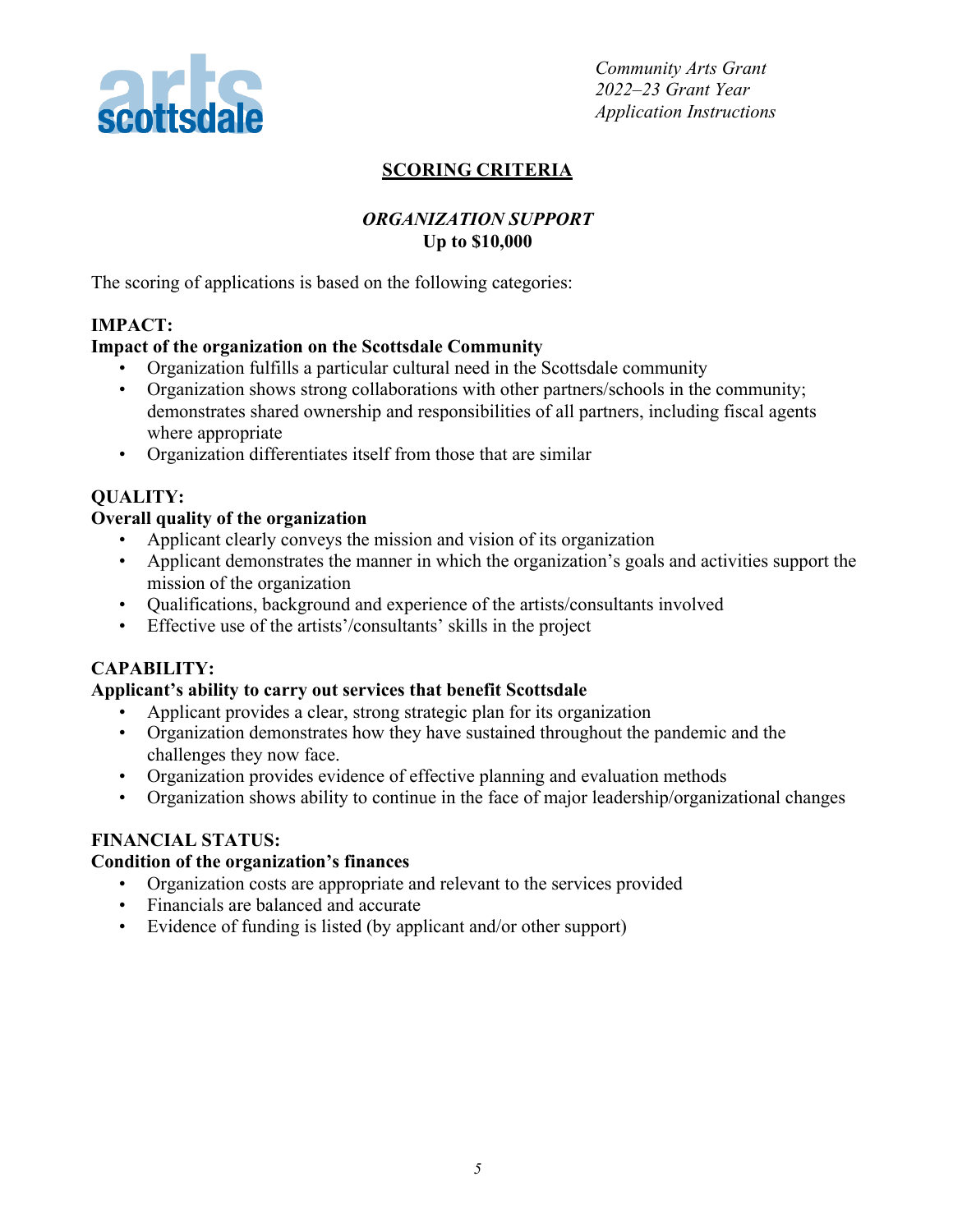# SCORING CRITERIA

## *ORGANIZATION SUPPORT*
**Up to $10,000**

The scoring of applications is based on the following categories:

**IMPACT:**
**Impact of the organization on the Scottsdale Community**

- Organization fulfills a particular cultural need in the Scottsdale community
- Organization shows strong collaborations with other partners/schools in the community; demonstrates shared ownership and responsibilities of all partners, including fiscal agents where appropriate
- Organization differentiates itself from those that are similar

**QUALITY:**
**Overall quality of the organization**

- Applicant clearly conveys the mission and vision of its organization
- Applicant demonstrates the manner in which the organization's goals and activities support the mission of the organization
- Qualifications, background and experience of the artists/consultants involved
- Effective use of the artists'/consultants' skills in the project

**CAPABILITY:**
**Applicant's ability to carry out services that benefit Scottsdale**

- Applicant provides a clear, strong strategic plan for its organization
- Organization demonstrates how they have sustained throughout the pandemic and the challenges they now face.
- Organization provides evidence of effective planning and evaluation methods
- Organization shows ability to continue in the face of major leadership/organizational changes

**FINANCIAL STATUS:**
**Condition of the organization's finances**

- Organization costs are appropriate and relevant to the services provided
- Financials are balanced and accurate
- Evidence of funding is listed (by applicant and/or other support)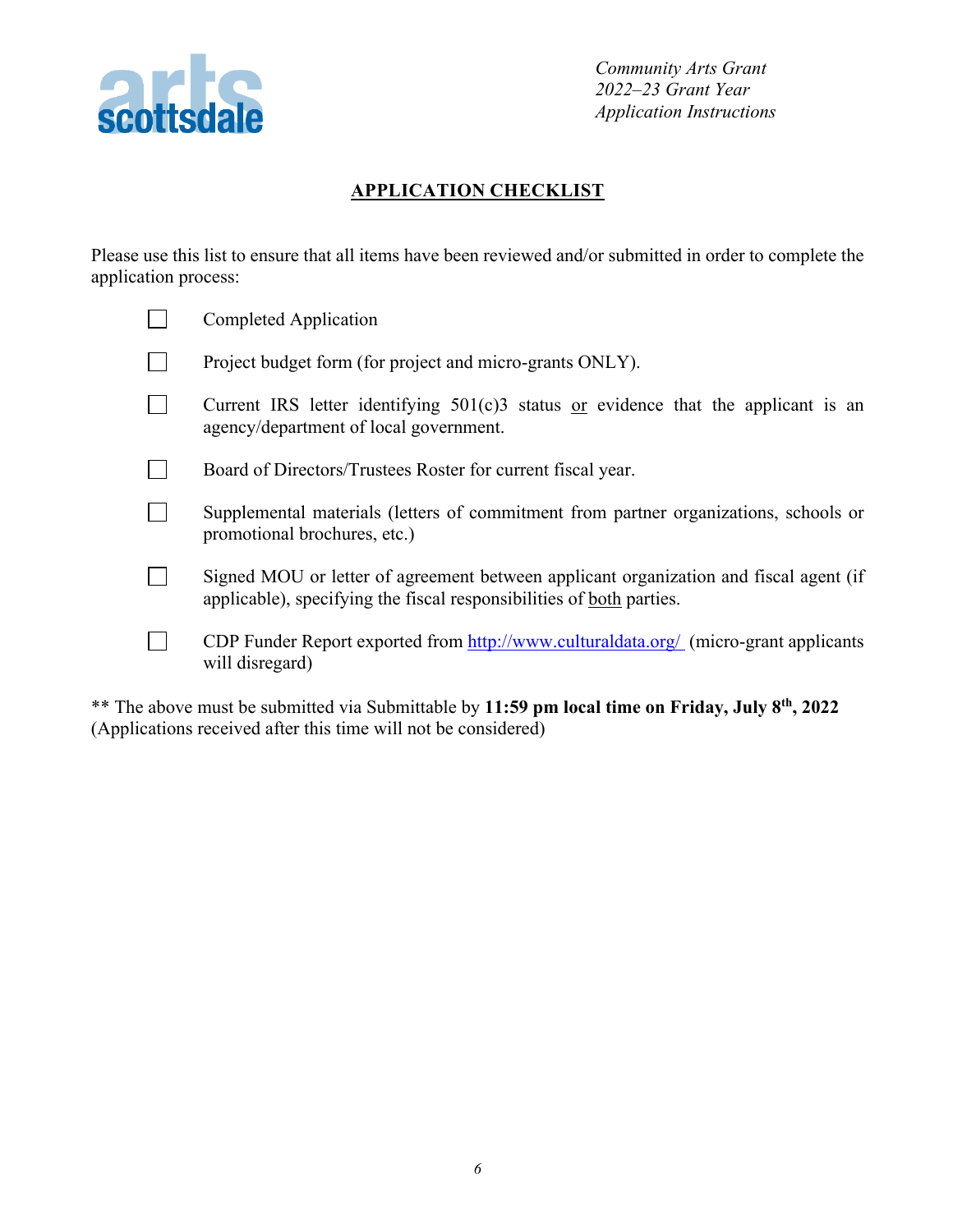## APPLICATION CHECKLIST

Please use this list to ensure that all items have been reviewed and/or submitted in order to complete the application process:

- [ ] Completed Application
- [ ] Project budget form (for project and micro-grants ONLY).
- [ ] Current IRS letter identifying 501(c)3 status or evidence that the applicant is an agency/department of local government.
- [ ] Board of Directors/Trustees Roster for current fiscal year.
- [ ] Supplemental materials (letters of commitment from partner organizations, schools or promotional brochures, etc.)
- [ ] Signed MOU or letter of agreement between applicant organization and fiscal agent (if applicable), specifying the fiscal responsibilities of both parties.
- [ ] CDP Funder Report exported from http://www.culturaldata.org/ (micro-grant applicants will disregard)

** The above must be submitted via Submittable by **11:59 pm local time on Friday, July 8th, 2022** (Applications received after this time will not be considered)